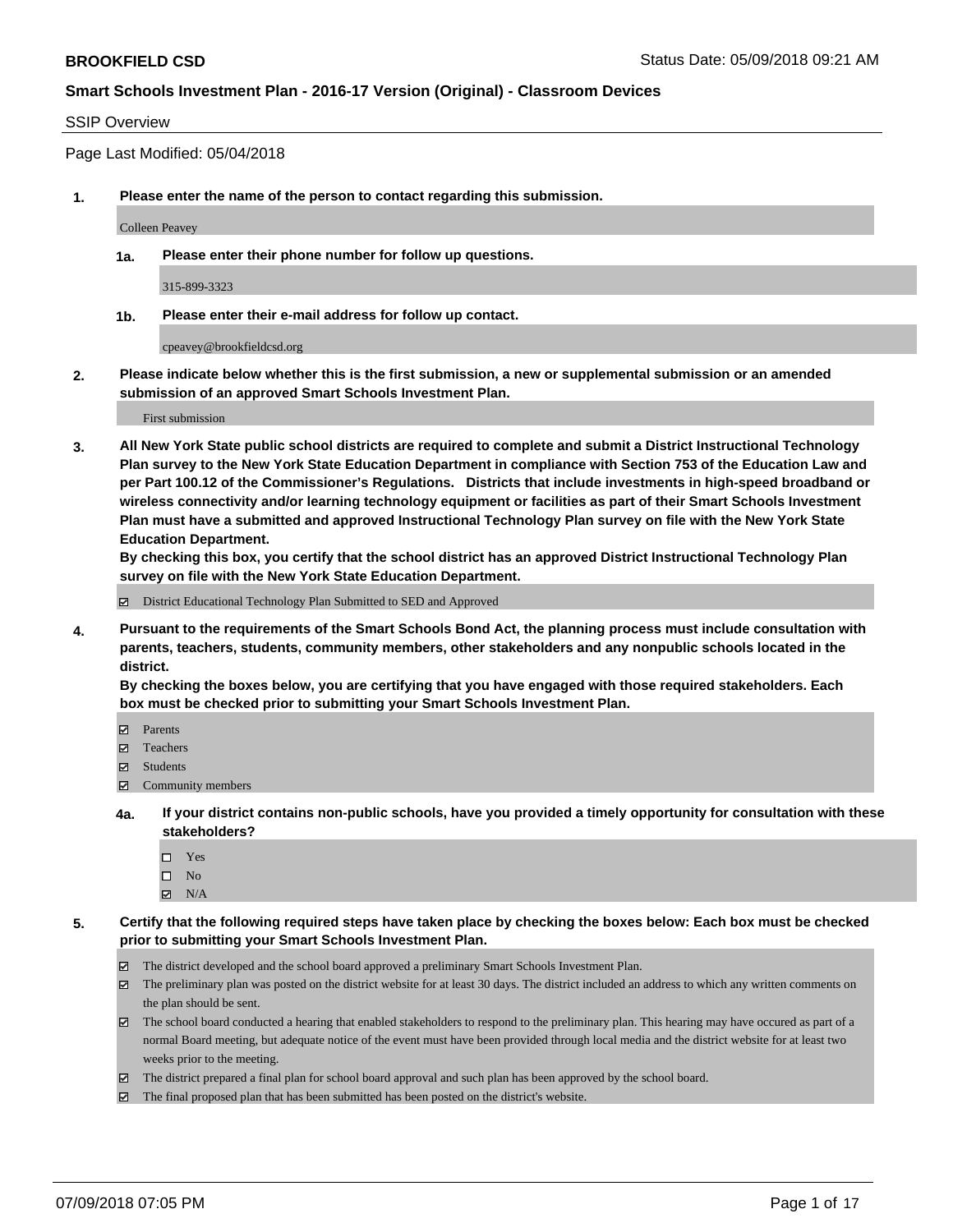**BROOKFIELD CSD** Status Date: 05/09/2018 09:21 AM

**Smart Schools Investment Plan - 2016-17 Version (Original) - Classroom Devices**

SSIP Overview

Page Last Modified: 05/04/2018

**1. Please enter the name of the person to contact regarding this submission.**

Colleen Peavey

**1a. Please enter their phone number for follow up questions.**

315-899-3323

**1b. Please enter their e-mail address for follow up contact.**

cpeavey@brookfieldcsd.org

**2. Please indicate below whether this is the first submission, a new or supplemental submission or an amended submission of an approved Smart Schools Investment Plan.**

First submission

**3. All New York State public school districts are required to complete and submit a District Instructional Technology Plan survey to the New York State Education Department in compliance with Section 753 of the Education Law and per Part 100.12 of the Commissioner's Regulations. Districts that include investments in high-speed broadband or wireless connectivity and/or learning technology equipment or facilities as part of their Smart Schools Investment Plan must have a submitted and approved Instructional Technology Plan survey on file with the New York State Education Department.**
**By checking this box, you certify that the school district has an approved District Instructional Technology Plan survey on file with the New York State Education Department.**

- [x] District Educational Technology Plan Submitted to SED and Approved

**4. Pursuant to the requirements of the Smart Schools Bond Act, the planning process must include consultation with parents, teachers, students, community members, other stakeholders and any nonpublic schools located in the district.**
**By checking the boxes below, you are certifying that you have engaged with those required stakeholders. Each box must be checked prior to submitting your Smart Schools Investment Plan.**

- [x] Parents
- [x] Teachers
- [x] Students
- [x] Community members

**4a. If your district contains non-public schools, have you provided a timely opportunity for consultation with these stakeholders?**

- [ ] Yes
- [ ] No
- [x] N/A

**5. Certify that the following required steps have taken place by checking the boxes below: Each box must be checked prior to submitting your Smart Schools Investment Plan.**

- [x] The district developed and the school board approved a preliminary Smart Schools Investment Plan.
- [x] The preliminary plan was posted on the district website for at least 30 days. The district included an address to which any written comments on the plan should be sent.
- [x] The school board conducted a hearing that enabled stakeholders to respond to the preliminary plan. This hearing may have occured as part of a normal Board meeting, but adequate notice of the event must have been provided through local media and the district website for at least two weeks prior to the meeting.
- [x] The district prepared a final plan for school board approval and such plan has been approved by the school board.
- [x] The final proposed plan that has been submitted has been posted on the district's website.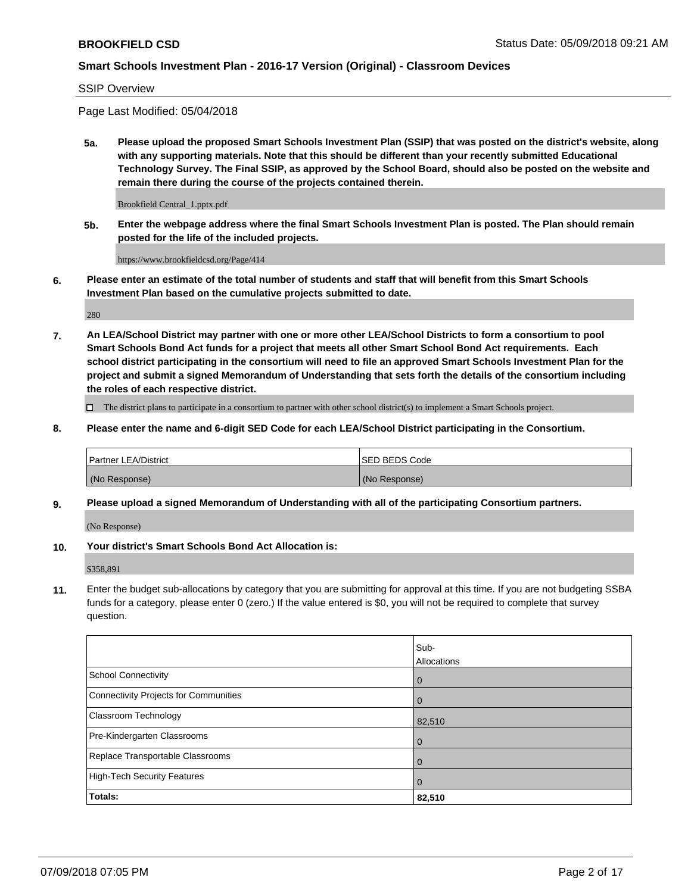## SSIP Overview

Page Last Modified: 05/04/2018

**5a. Please upload the proposed Smart Schools Investment Plan (SSIP) that was posted on the district's website, along with any supporting materials. Note that this should be different than your recently submitted Educational Technology Survey. The Final SSIP, as approved by the School Board, should also be posted on the website and remain there during the course of the projects contained therein.**

Brookfield Central_1.pptx.pdf

**5b. Enter the webpage address where the final Smart Schools Investment Plan is posted. The Plan should remain posted for the life of the included projects.**

https://www.brookfieldcsd.org/Page/414

**6. Please enter an estimate of the total number of students and staff that will benefit from this Smart Schools Investment Plan based on the cumulative projects submitted to date.**

280

**7. An LEA/School District may partner with one or more other LEA/School Districts to form a consortium to pool Smart Schools Bond Act funds for a project that meets all other Smart School Bond Act requirements. Each school district participating in the consortium will need to file an approved Smart Schools Investment Plan for the project and submit a signed Memorandum of Understanding that sets forth the details of the consortium including the roles of each respective district.**

☐ The district plans to participate in a consortium to partner with other school district(s) to implement a Smart Schools project.

**8. Please enter the name and 6-digit SED Code for each LEA/School District participating in the Consortium.**

| Partner LEA/District | SED BEDS Code |
|---|---|
| (No Response) | (No Response) |

**9. Please upload a signed Memorandum of Understanding with all of the participating Consortium partners.**

(No Response)

**10. Your district's Smart Schools Bond Act Allocation is:**

$358,891

**11.** Enter the budget sub-allocations by category that you are submitting for approval at this time. If you are not budgeting SSBA funds for a category, please enter 0 (zero.) If the value entered is $0, you will not be required to complete that survey question.

| | Sub-Allocations |
|---|---|
| School Connectivity | 0 |
| Connectivity Projects for Communities | 0 |
| Classroom Technology | 82,510 |
| Pre-Kindergarten Classrooms | 0 |
| Replace Transportable Classrooms | 0 |
| High-Tech Security Features | 0 |
| **Totals:** | **82,510** |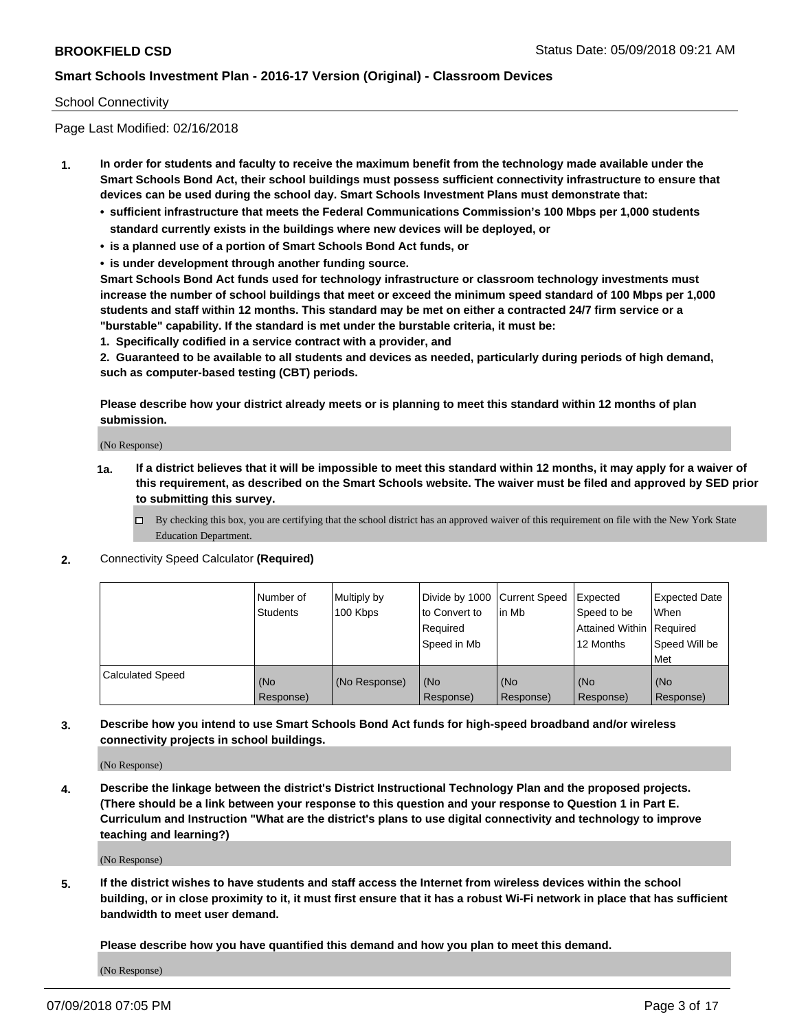School Connectivity

Page Last Modified: 02/16/2018

1. **In order for students and faculty to receive the maximum benefit from the technology made available under the Smart Schools Bond Act, their school buildings must possess sufficient connectivity infrastructure to ensure that devices can be used during the school day. Smart Schools Investment Plans must demonstrate that:**
   - **sufficient infrastructure that meets the Federal Communications Commission's 100 Mbps per 1,000 students standard currently exists in the buildings where new devices will be deployed, or**
   - **is a planned use of a portion of Smart Schools Bond Act funds, or**
   - **is under development through another funding source.**

   **Smart Schools Bond Act funds used for technology infrastructure or classroom technology investments must increase the number of school buildings that meet or exceed the minimum speed standard of 100 Mbps per 1,000 students and staff within 12 months. This standard may be met on either a contracted 24/7 firm service or a "burstable" capability. If the standard is met under the burstable criteria, it must be:**

   **1. Specifically codified in a service contract with a provider, and**

   **2. Guaranteed to be available to all students and devices as needed, particularly during periods of high demand, such as computer-based testing (CBT) periods.**

   **Please describe how your district already meets or is planning to meet this standard within 12 months of plan submission.**

   (No Response)

   **1a. If a district believes that it will be impossible to meet this standard within 12 months, it may apply for a waiver of this requirement, as described on the Smart Schools website. The waiver must be filed and approved by SED prior to submitting this survey.**

   ☐ By checking this box, you are certifying that the school district has an approved waiver of this requirement on file with the New York State Education Department.

2. Connectivity Speed Calculator **(Required)**

| | Number of Students | Multiply by 100 Kbps | Divide by 1000 to Convert to Required Speed in Mb | Current Speed in Mb | Expected Speed to be Attained Within 12 Months | Expected Date When Required Speed Will be Met |
|---|---|---|---|---|---|---|
| Calculated Speed | (No Response) | (No Response) | (No Response) | (No Response) | (No Response) | (No Response) |

3. **Describe how you intend to use Smart Schools Bond Act funds for high-speed broadband and/or wireless connectivity projects in school buildings.**

   (No Response)

4. **Describe the linkage between the district's District Instructional Technology Plan and the proposed projects. (There should be a link between your response to this question and your response to Question 1 in Part E. Curriculum and Instruction "What are the district's plans to use digital connectivity and technology to improve teaching and learning?)**

   (No Response)

5. **If the district wishes to have students and staff access the Internet from wireless devices within the school building, or in close proximity to it, it must first ensure that it has a robust Wi-Fi network in place that has sufficient bandwidth to meet user demand.**

   **Please describe how you have quantified this demand and how you plan to meet this demand.**

   (No Response)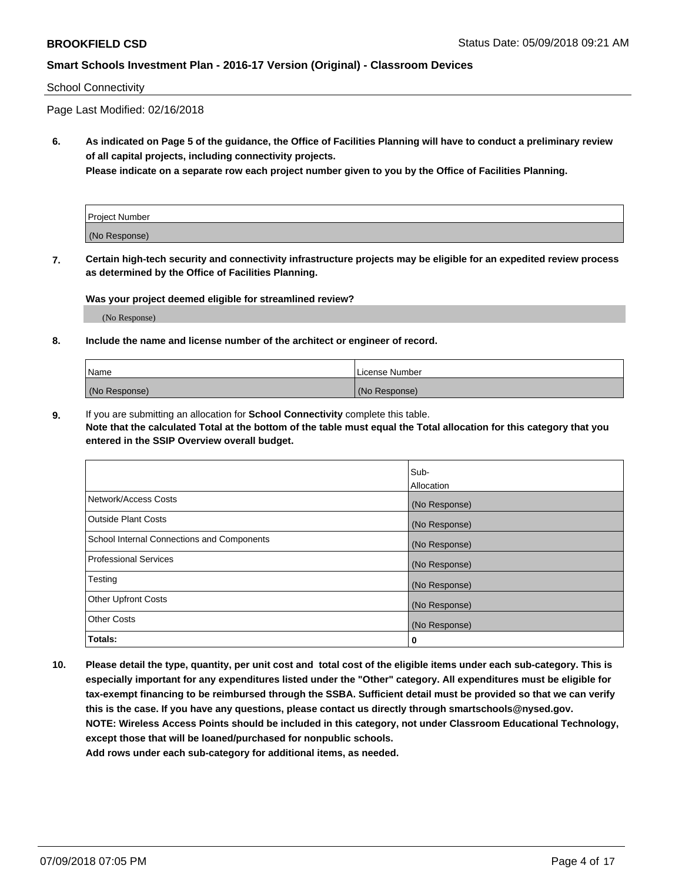School Connectivity

Page Last Modified: 02/16/2018

**6. As indicated on Page 5 of the guidance, the Office of Facilities Planning will have to conduct a preliminary review of all capital projects, including connectivity projects.**
**Please indicate on a separate row each project number given to you by the Office of Facilities Planning.**

| Project Number |
|---|
| (No Response) |

**7. Certain high-tech security and connectivity infrastructure projects may be eligible for an expedited review process as determined by the Office of Facilities Planning.**

**Was your project deemed eligible for streamlined review?**

(No Response)

**8. Include the name and license number of the architect or engineer of record.**

| Name | License Number |
|---|---|
| (No Response) | (No Response) |

**9.** If you are submitting an allocation for **School Connectivity** complete this table.
**Note that the calculated Total at the bottom of the table must equal the Total allocation for this category that you entered in the SSIP Overview overall budget.**

| | Sub-Allocation |
|---|---|
| Network/Access Costs | (No Response) |
| Outside Plant Costs | (No Response) |
| School Internal Connections and Components | (No Response) |
| Professional Services | (No Response) |
| Testing | (No Response) |
| Other Upfront Costs | (No Response) |
| Other Costs | (No Response) |
| **Totals:** | **0** |

**10. Please detail the type, quantity, per unit cost and total cost of the eligible items under each sub-category. This is especially important for any expenditures listed under the "Other" category. All expenditures must be eligible for tax-exempt financing to be reimbursed through the SSBA. Sufficient detail must be provided so that we can verify this is the case. If you have any questions, please contact us directly through smartschools@nysed.gov.**
**NOTE: Wireless Access Points should be included in this category, not under Classroom Educational Technology, except those that will be loaned/purchased for nonpublic schools.**
**Add rows under each sub-category for additional items, as needed.**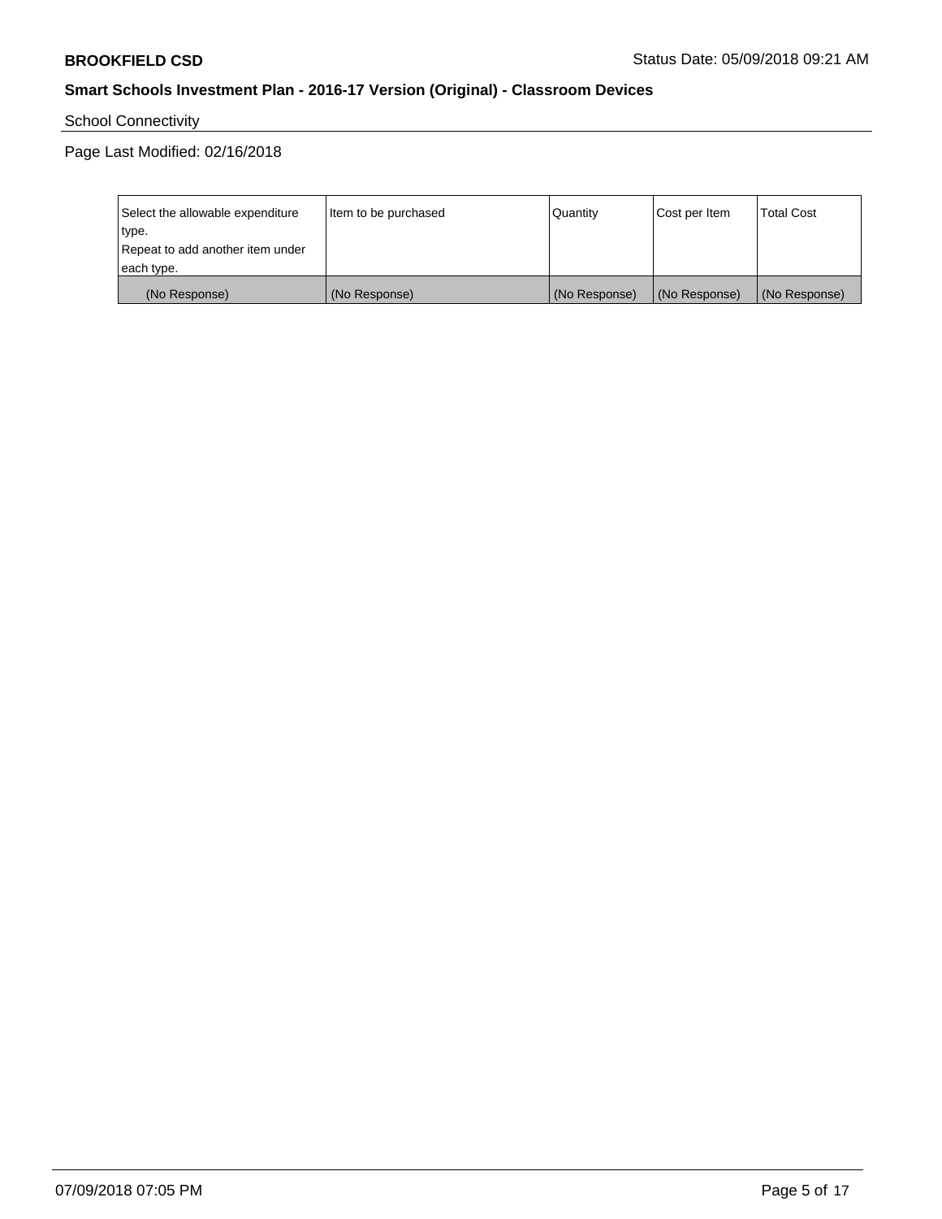## Smart Schools Investment Plan - 2016-17 Version (Original) - Classroom Devices

School Connectivity

Page Last Modified: 02/16/2018

| Select the allowable expenditure type. Repeat to add another item under each type. | Item to be purchased | Quantity | Cost per Item | Total Cost |
|---|---|---|---|---|
| (No Response) | (No Response) | (No Response) | (No Response) | (No Response) |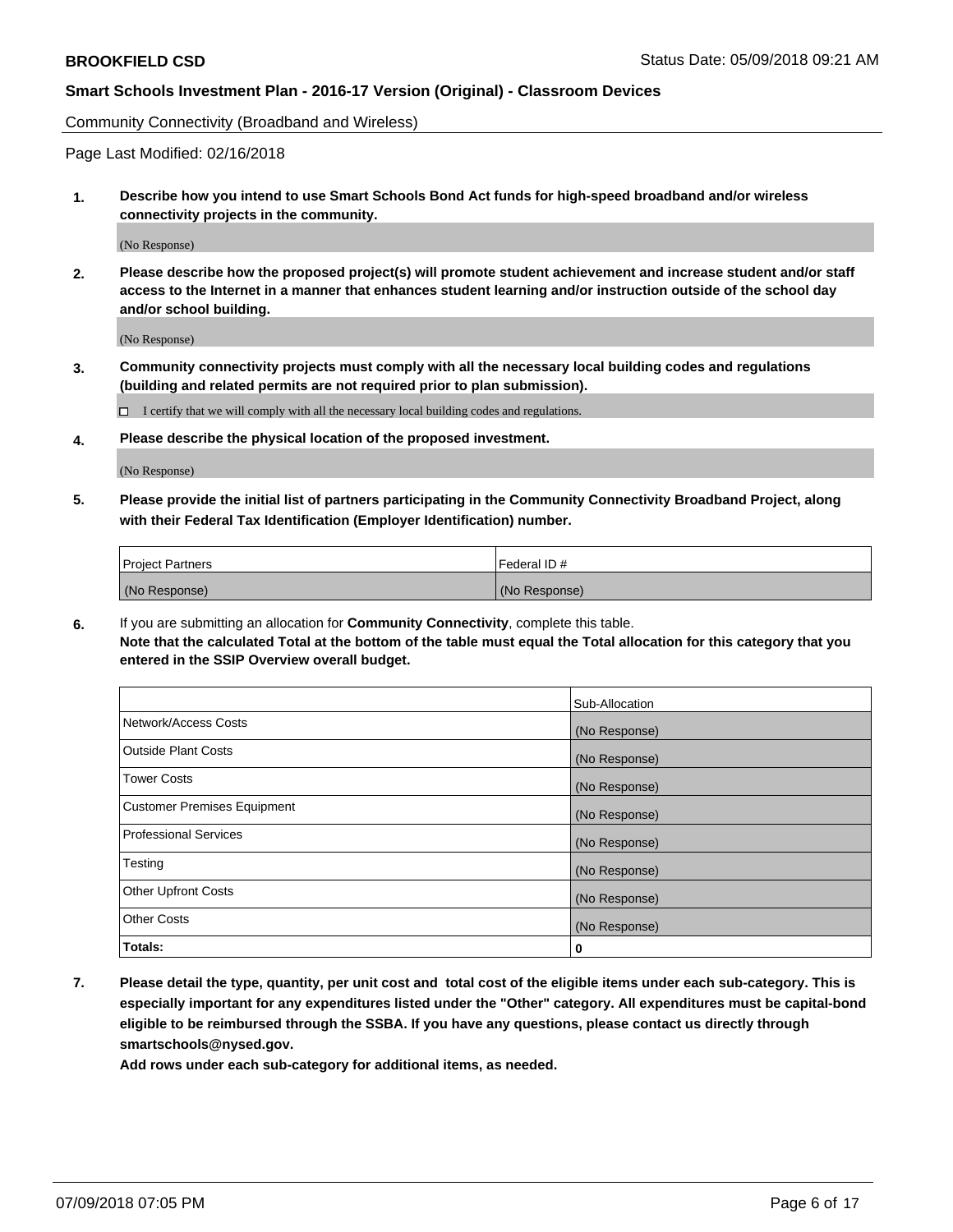Community Connectivity (Broadband and Wireless)

Page Last Modified: 02/16/2018

**1. Describe how you intend to use Smart Schools Bond Act funds for high-speed broadband and/or wireless connectivity projects in the community.**

(No Response)

**2. Please describe how the proposed project(s) will promote student achievement and increase student and/or staff access to the Internet in a manner that enhances student learning and/or instruction outside of the school day and/or school building.**

(No Response)

**3. Community connectivity projects must comply with all the necessary local building codes and regulations (building and related permits are not required prior to plan submission).**

☐ I certify that we will comply with all the necessary local building codes and regulations.

**4. Please describe the physical location of the proposed investment.**

(No Response)

**5. Please provide the initial list of partners participating in the Community Connectivity Broadband Project, along with their Federal Tax Identification (Employer Identification) number.**

| Project Partners | Federal ID # |
|---|---|
| (No Response) | (No Response) |

**6.** If you are submitting an allocation for **Community Connectivity**, complete this table.
**Note that the calculated Total at the bottom of the table must equal the Total allocation for this category that you entered in the SSIP Overview overall budget.**

| | Sub-Allocation |
|---|---|
| Network/Access Costs | (No Response) |
| Outside Plant Costs | (No Response) |
| Tower Costs | (No Response) |
| Customer Premises Equipment | (No Response) |
| Professional Services | (No Response) |
| Testing | (No Response) |
| Other Upfront Costs | (No Response) |
| Other Costs | (No Response) |
| **Totals:** | **0** |

**7. Please detail the type, quantity, per unit cost and total cost of the eligible items under each sub-category. This is especially important for any expenditures listed under the "Other" category. All expenditures must be capital-bond eligible to be reimbursed through the SSBA. If you have any questions, please contact us directly through smartschools@nysed.gov.**

**Add rows under each sub-category for additional items, as needed.**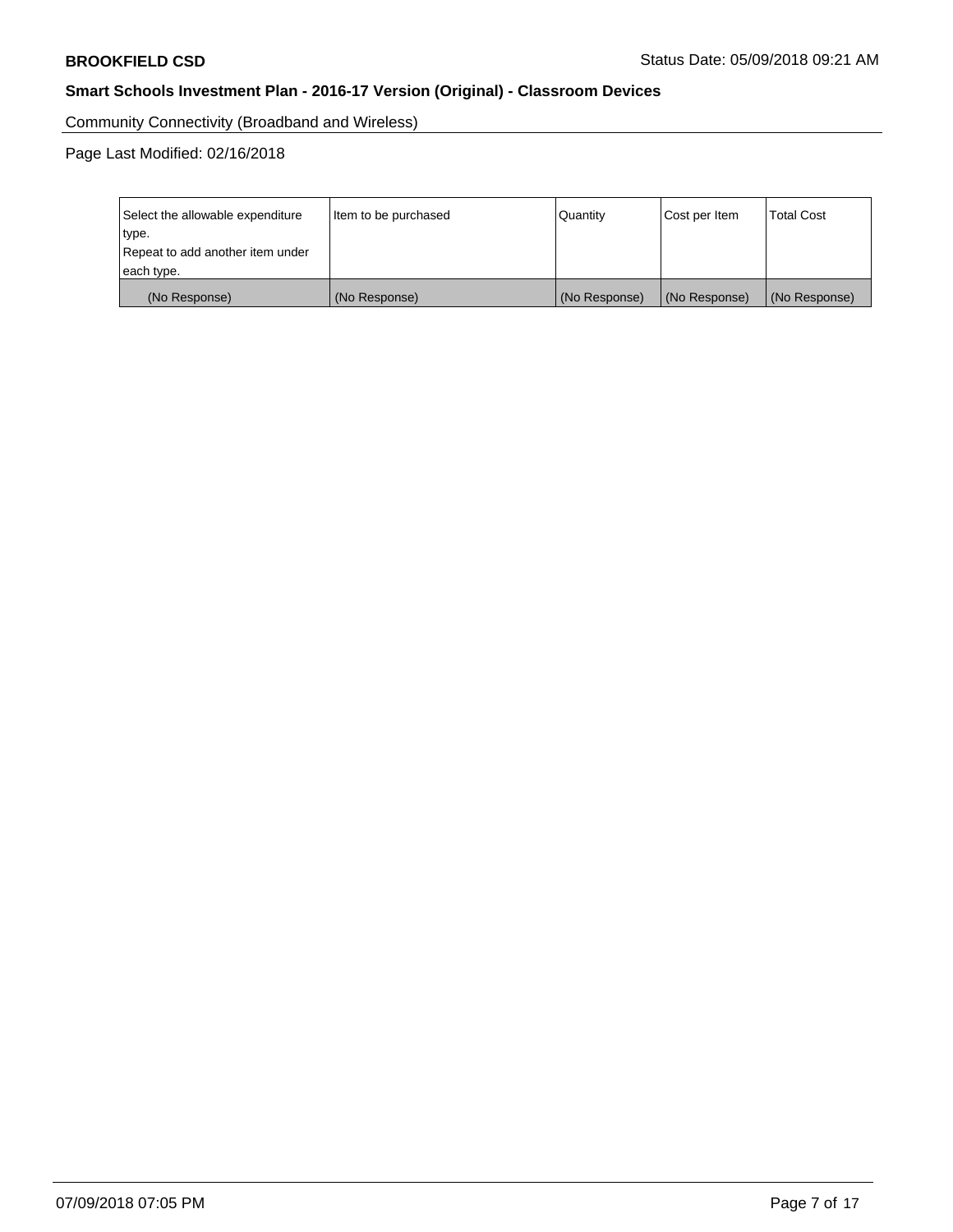Community Connectivity (Broadband and Wireless)

Page Last Modified: 02/16/2018

| Select the allowable expenditure type. Repeat to add another item under each type. | Item to be purchased | Quantity | Cost per Item | Total Cost |
|---|---|---|---|---|
| (No Response) | (No Response) | (No Response) | (No Response) | (No Response) |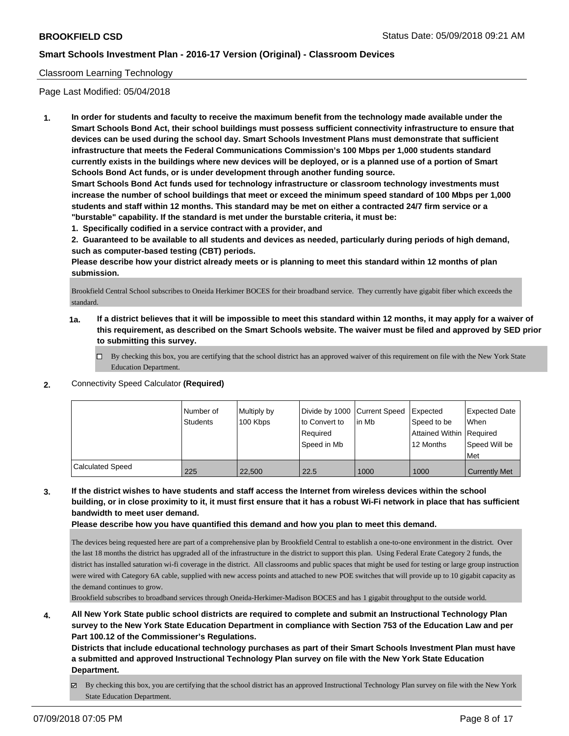Classroom Learning Technology

Page Last Modified: 05/04/2018

**1. In order for students and faculty to receive the maximum benefit from the technology made available under the Smart Schools Bond Act, their school buildings must possess sufficient connectivity infrastructure to ensure that devices can be used during the school day. Smart Schools Investment Plans must demonstrate that sufficient infrastructure that meets the Federal Communications Commission's 100 Mbps per 1,000 students standard currently exists in the buildings where new devices will be deployed, or is a planned use of a portion of Smart Schools Bond Act funds, or is under development through another funding source.**

**Smart Schools Bond Act funds used for technology infrastructure or classroom technology investments must increase the number of school buildings that meet or exceed the minimum speed standard of 100 Mbps per 1,000 students and staff within 12 months. This standard may be met on either a contracted 24/7 firm service or a "burstable" capability. If the standard is met under the burstable criteria, it must be:**

**1. Specifically codified in a service contract with a provider, and**

**2. Guaranteed to be available to all students and devices as needed, particularly during periods of high demand, such as computer-based testing (CBT) periods.**

**Please describe how your district already meets or is planning to meet this standard within 12 months of plan submission.**

Brookfield Central School subscribes to Oneida Herkimer BOCES for their broadband service. They currently have gigabit fiber which exceeds the standard.

**1a. If a district believes that it will be impossible to meet this standard within 12 months, it may apply for a waiver of this requirement, as described on the Smart Schools website. The waiver must be filed and approved by SED prior to submitting this survey.**

☐ By checking this box, you are certifying that the school district has an approved waiver of this requirement on file with the New York State Education Department.

**2.** Connectivity Speed Calculator **(Required)**

| | Number of Students | Multiply by 100 Kbps | Divide by 1000 to Convert to Required Speed in Mb | Current Speed in Mb | Expected Speed to be Attained Within 12 Months | Expected Date When Required Speed Will be Met |
|---|---|---|---|---|---|---|
| Calculated Speed | 225 | 22,500 | 22.5 | 1000 | 1000 | Currently Met |

**3. If the district wishes to have students and staff access the Internet from wireless devices within the school building, or in close proximity to it, it must first ensure that it has a robust Wi-Fi network in place that has sufficient bandwidth to meet user demand.**

**Please describe how you have quantified this demand and how you plan to meet this demand.**

The devices being requested here are part of a comprehensive plan by Brookfield Central to establish a one-to-one environment in the district. Over the last 18 months the district has upgraded all of the infrastructure in the district to support this plan. Using Federal Erate Category 2 funds, the district has installed saturation wi-fi coverage in the district. All classrooms and public spaces that might be used for testing or large group instruction were wired with Category 6A cable, supplied with new access points and attached to new POE switches that will provide up to 10 gigabit capacity as the demand continues to grow.

Brookfield subscribes to broadband services through Oneida-Herkimer-Madison BOCES and has 1 gigabit throughput to the outside world.

**4. All New York State public school districts are required to complete and submit an Instructional Technology Plan survey to the New York State Education Department in compliance with Section 753 of the Education Law and per Part 100.12 of the Commissioner's Regulations.**

**Districts that include educational technology purchases as part of their Smart Schools Investment Plan must have a submitted and approved Instructional Technology Plan survey on file with the New York State Education Department.**

☑ By checking this box, you are certifying that the school district has an approved Instructional Technology Plan survey on file with the New York State Education Department.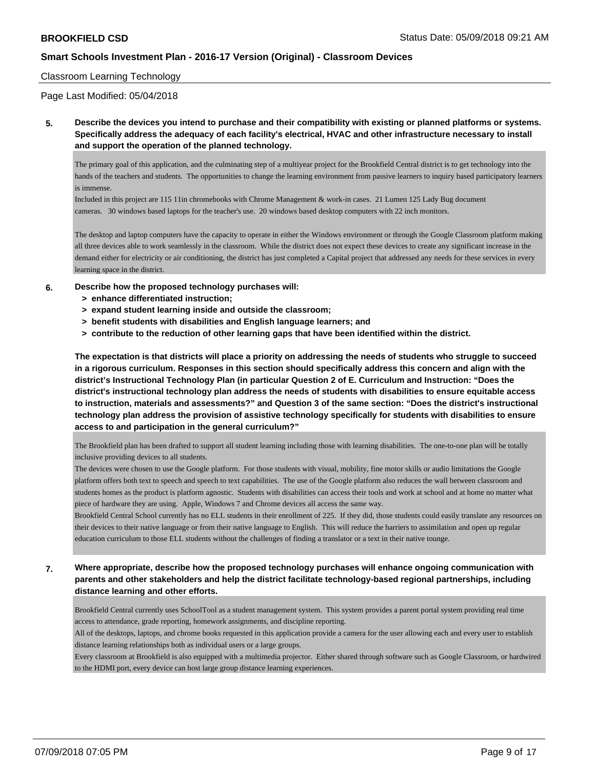## Classroom Learning Technology

Page Last Modified: 05/04/2018

**5. Describe the devices you intend to purchase and their compatibility with existing or planned platforms or systems. Specifically address the adequacy of each facility's electrical, HVAC and other infrastructure necessary to install and support the operation of the planned technology.**

The primary goal of this application, and the culminating step of a multiyear project for the Brookfield Central district is to get technology into the hands of the teachers and students. The opportunities to change the learning environment from passive learners to inquiry based participatory learners is immense.
Included in this project are 115 11in chromebooks with Chrome Management & work-in cases. 21 Lumen 125 Lady Bug document cameras. 30 windows based laptops for the teacher's use. 20 windows based desktop computers with 22 inch monitors.

The desktop and laptop computers have the capacity to operate in either the Windows environment or through the Google Classroom platform making all three devices able to work seamlessly in the classroom. While the district does not expect these devices to create any significant increase in the demand either for electricity or air conditioning, the district has just completed a Capital project that addressed any needs for these services in every learning space in the district.

**6. Describe how the proposed technology purchases will:**
- **> enhance differentiated instruction;**
- **> expand student learning inside and outside the classroom;**
- **> benefit students with disabilities and English language learners; and**
- **> contribute to the reduction of other learning gaps that have been identified within the district.**

**The expectation is that districts will place a priority on addressing the needs of students who struggle to succeed in a rigorous curriculum. Responses in this section should specifically address this concern and align with the district's Instructional Technology Plan (in particular Question 2 of E. Curriculum and Instruction: "Does the district's instructional technology plan address the needs of students with disabilities to ensure equitable access to instruction, materials and assessments?" and Question 3 of the same section: "Does the district's instructional technology plan address the provision of assistive technology specifically for students with disabilities to ensure access to and participation in the general curriculum?"**

The Brookfield plan has been drafted to support all student learning including those with learning disabilities. The one-to-one plan will be totally inclusive providing devices to all students.
The devices were chosen to use the Google platform. For those students with visual, mobility, fine motor skills or audio limitations the Google platform offers both text to speech and speech to text capabilities. The use of the Google platform also reduces the wall between classroom and students homes as the product is platform agnostic. Students with disabilities can access their tools and work at school and at home no matter what piece of hardware they are using. Apple, Windows 7 and Chrome devices all access the same way.
Brookfield Central School currently has no ELL students in their enrollment of 225. If they did, those students could easily translate any resources on their devices to their native language or from their native language to English. This will reduce the barriers to assimilation and open up regular education curriculum to those ELL students without the challenges of finding a translator or a text in their native tounge.

**7. Where appropriate, describe how the proposed technology purchases will enhance ongoing communication with parents and other stakeholders and help the district facilitate technology-based regional partnerships, including distance learning and other efforts.**

Brookfield Central currently uses SchoolTool as a student management system. This system provides a parent portal system providing real time access to attendance, grade reporting, homework assignments, and discipline reporting.
All of the desktops, laptops, and chrome books requested in this application provide a camera for the user allowing each and every user to establish distance learning relationships both as individual users or a large groups.
Every classroom at Brookfield is also equipped with a multimedia projector. Either shared through software such as Google Classroom, or hardwired to the HDMI port, every device can host large group distance learning experiences.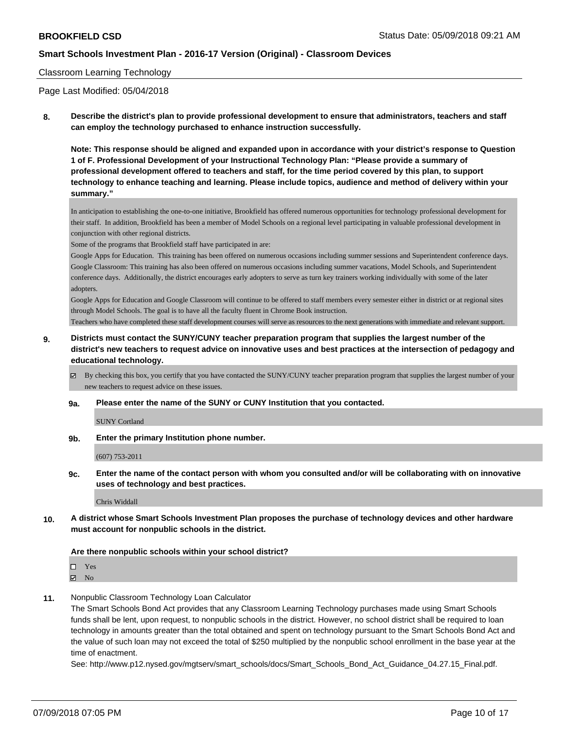Classroom Learning Technology

Page Last Modified: 05/04/2018

**8. Describe the district's plan to provide professional development to ensure that administrators, teachers and staff can employ the technology purchased to enhance instruction successfully.**

**Note: This response should be aligned and expanded upon in accordance with your district's response to Question 1 of F. Professional Development of your Instructional Technology Plan: "Please provide a summary of professional development offered to teachers and staff, for the time period covered by this plan, to support technology to enhance teaching and learning. Please include topics, audience and method of delivery within your summary."**

In anticipation to establishing the one-to-one initiative, Brookfield has offered numerous opportunities for technology professional development for their staff. In addition, Brookfield has been a member of Model Schools on a regional level participating in valuable professional development in conjunction with other regional districts.

Some of the programs that Brookfield staff have participated in are:

Google Apps for Education. This training has been offered on numerous occasions including summer sessions and Superintendent conference days.

Google Classroom: This training has also been offered on numerous occasions including summer vacations, Model Schools, and Superintendent conference days. Additionally, the district encourages early adopters to serve as turn key trainers working individually with some of the later adopters.

Google Apps for Education and Google Classroom will continue to be offered to staff members every semester either in district or at regional sites through Model Schools. The goal is to have all the faculty fluent in Chrome Book instruction.

Teachers who have completed these staff development courses will serve as resources to the next generations with immediate and relevant support.

**9. Districts must contact the SUNY/CUNY teacher preparation program that supplies the largest number of the district's new teachers to request advice on innovative uses and best practices at the intersection of pedagogy and educational technology.**

☑ By checking this box, you certify that you have contacted the SUNY/CUNY teacher preparation program that supplies the largest number of your new teachers to request advice on these issues.

**9a. Please enter the name of the SUNY or CUNY Institution that you contacted.**

SUNY Cortland

**9b. Enter the primary Institution phone number.**

(607) 753-2011

**9c. Enter the name of the contact person with whom you consulted and/or will be collaborating with on innovative uses of technology and best practices.**

Chris Widdall

**10. A district whose Smart Schools Investment Plan proposes the purchase of technology devices and other hardware must account for nonpublic schools in the district.**

**Are there nonpublic schools within your school district?**

☐ Yes
☑ No

**11.** Nonpublic Classroom Technology Loan Calculator

The Smart Schools Bond Act provides that any Classroom Learning Technology purchases made using Smart Schools funds shall be lent, upon request, to nonpublic schools in the district. However, no school district shall be required to loan technology in amounts greater than the total obtained and spent on technology pursuant to the Smart Schools Bond Act and the value of such loan may not exceed the total of $250 multiplied by the nonpublic school enrollment in the base year at the time of enactment.

See: http://www.p12.nysed.gov/mgtserv/smart_schools/docs/Smart_Schools_Bond_Act_Guidance_04.27.15_Final.pdf.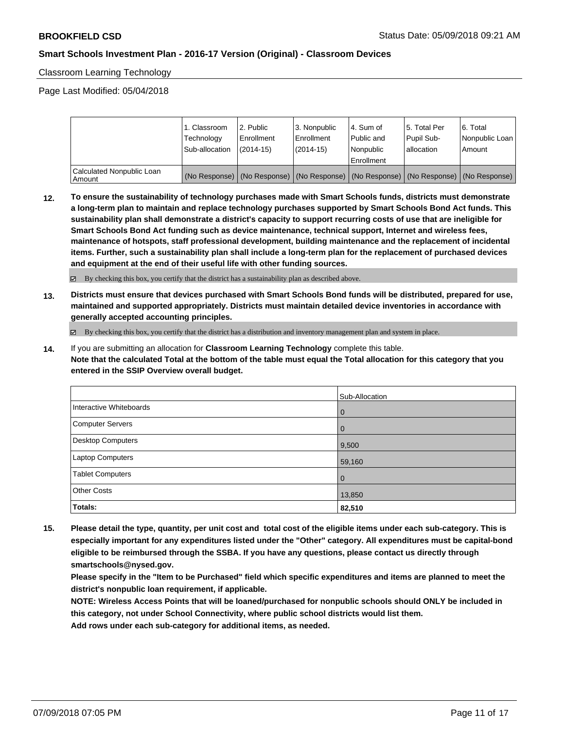Classroom Learning Technology

Page Last Modified: 05/04/2018

| | 1. Classroom Technology Sub-allocation | 2. Public Enrollment (2014-15) | 3. Nonpublic Enrollment (2014-15) | 4. Sum of Public and Nonpublic Enrollment | 5. Total Per Pupil Sub-allocation | 6. Total Nonpublic Loan Amount |
|---|---|---|---|---|---|---|
| Calculated Nonpublic Loan Amount | (No Response) | (No Response) | (No Response) | (No Response) | (No Response) | (No Response) |

**12.** **To ensure the sustainability of technology purchases made with Smart Schools funds, districts must demonstrate a long-term plan to maintain and replace technology purchases supported by Smart Schools Bond Act funds. This sustainability plan shall demonstrate a district's capacity to support recurring costs of use that are ineligible for Smart Schools Bond Act funding such as device maintenance, technical support, Internet and wireless fees, maintenance of hotspots, staff professional development, building maintenance and the replacement of incidental items. Further, such a sustainability plan shall include a long-term plan for the replacement of purchased devices and equipment at the end of their useful life with other funding sources.**

☑ By checking this box, you certify that the district has a sustainability plan as described above.

**13.** **Districts must ensure that devices purchased with Smart Schools Bond funds will be distributed, prepared for use, maintained and supported appropriately. Districts must maintain detailed device inventories in accordance with generally accepted accounting principles.**

☑ By checking this box, you certify that the district has a distribution and inventory management plan and system in place.

**14.** If you are submitting an allocation for **Classroom Learning Technology** complete this table.
**Note that the calculated Total at the bottom of the table must equal the Total allocation for this category that you entered in the SSIP Overview overall budget.**

| | Sub-Allocation |
|---|---|
| Interactive Whiteboards | 0 |
| Computer Servers | 0 |
| Desktop Computers | 9,500 |
| Laptop Computers | 59,160 |
| Tablet Computers | 0 |
| Other Costs | 13,850 |
| **Totals:** | **82,510** |

**15.** **Please detail the type, quantity, per unit cost and total cost of the eligible items under each sub-category. This is especially important for any expenditures listed under the "Other" category. All expenditures must be capital-bond eligible to be reimbursed through the SSBA. If you have any questions, please contact us directly through smartschools@nysed.gov.**
**Please specify in the "Item to be Purchased" field which specific expenditures and items are planned to meet the district's nonpublic loan requirement, if applicable.**
**NOTE: Wireless Access Points that will be loaned/purchased for nonpublic schools should ONLY be included in this category, not under School Connectivity, where public school districts would list them.**
**Add rows under each sub-category for additional items, as needed.**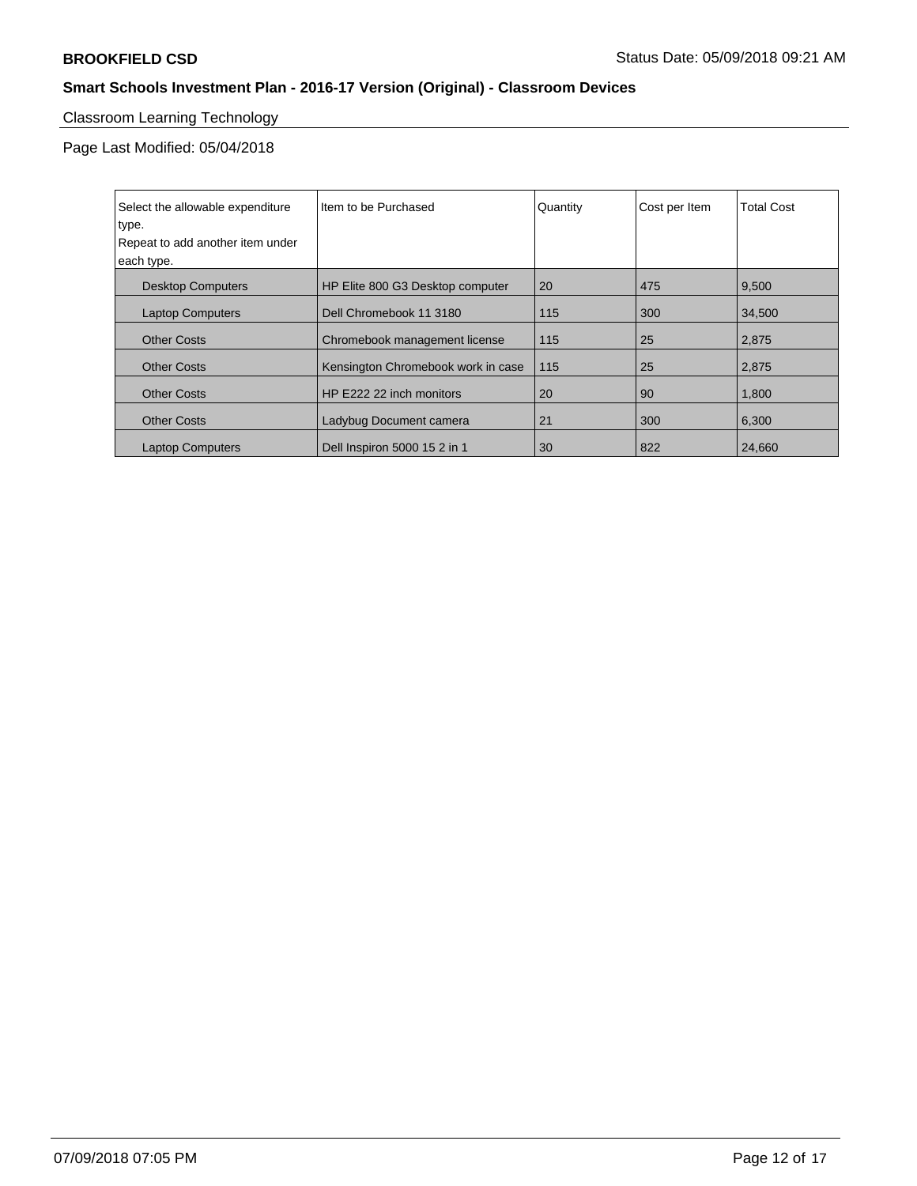Classroom Learning Technology

Page Last Modified: 05/04/2018

| Select the allowable expenditure type. Repeat to add another item under each type. | Item to be Purchased | Quantity | Cost per Item | Total Cost |
|---|---|---|---|---|
| Desktop Computers | HP Elite 800 G3 Desktop computer | 20 | 475 | 9,500 |
| Laptop Computers | Dell Chromebook 11 3180 | 115 | 300 | 34,500 |
| Other Costs | Chromebook management license | 115 | 25 | 2,875 |
| Other Costs | Kensington Chromebook work in case | 115 | 25 | 2,875 |
| Other Costs | HP E222 22 inch monitors | 20 | 90 | 1,800 |
| Other Costs | Ladybug Document camera | 21 | 300 | 6,300 |
| Laptop Computers | Dell Inspiron 5000 15 2 in 1 | 30 | 822 | 24,660 |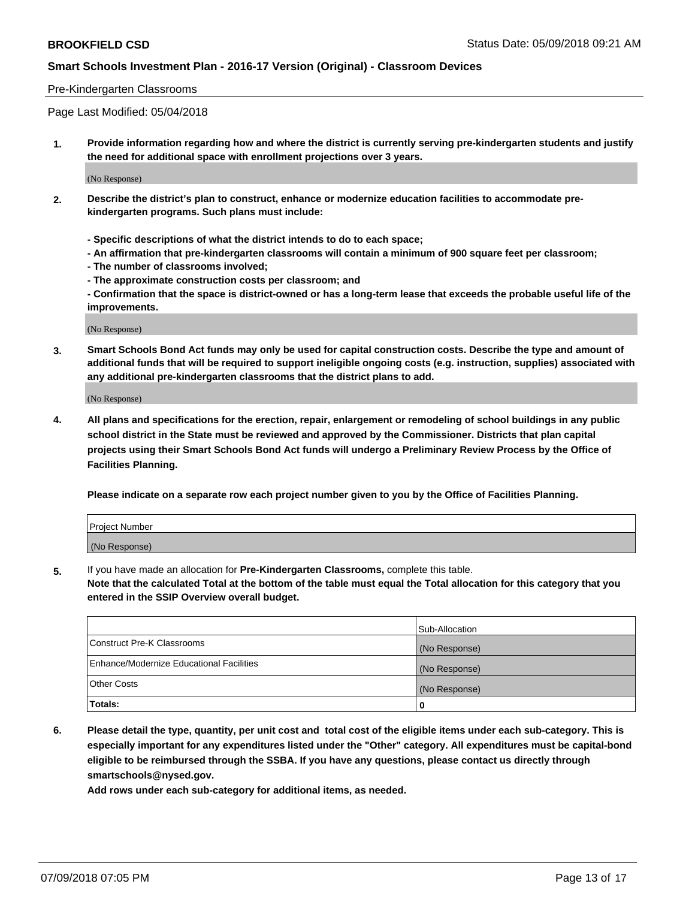Pre-Kindergarten Classrooms

Page Last Modified: 05/04/2018

1. **Provide information regarding how and where the district is currently serving pre-kindergarten students and justify the need for additional space with enrollment projections over 3 years.**

(No Response)

2. **Describe the district's plan to construct, enhance or modernize education facilities to accommodate pre-kindergarten programs. Such plans must include:**

   **- Specific descriptions of what the district intends to do to each space;**
   **- An affirmation that pre-kindergarten classrooms will contain a minimum of 900 square feet per classroom;**
   **- The number of classrooms involved;**
   **- The approximate construction costs per classroom; and**
   **- Confirmation that the space is district-owned or has a long-term lease that exceeds the probable useful life of the improvements.**

(No Response)

3. **Smart Schools Bond Act funds may only be used for capital construction costs. Describe the type and amount of additional funds that will be required to support ineligible ongoing costs (e.g. instruction, supplies) associated with any additional pre-kindergarten classrooms that the district plans to add.**

(No Response)

4. **All plans and specifications for the erection, repair, enlargement or remodeling of school buildings in any public school district in the State must be reviewed and approved by the Commissioner. Districts that plan capital projects using their Smart Schools Bond Act funds will undergo a Preliminary Review Process by the Office of Facilities Planning.**

   **Please indicate on a separate row each project number given to you by the Office of Facilities Planning.**

| Project Number |
| --- |
| (No Response) |

5. If you have made an allocation for **Pre-Kindergarten Classrooms,** complete this table.
   **Note that the calculated Total at the bottom of the table must equal the Total allocation for this category that you entered in the SSIP Overview overall budget.**

| | Sub-Allocation |
| --- | --- |
| Construct Pre-K Classrooms | (No Response) |
| Enhance/Modernize Educational Facilities | (No Response) |
| Other Costs | (No Response) |
| **Totals:** | **0** |

6. **Please detail the type, quantity, per unit cost and total cost of the eligible items under each sub-category. This is especially important for any expenditures listed under the "Other" category. All expenditures must be capital-bond eligible to be reimbursed through the SSBA. If you have any questions, please contact us directly through smartschools@nysed.gov.**

   **Add rows under each sub-category for additional items, as needed.**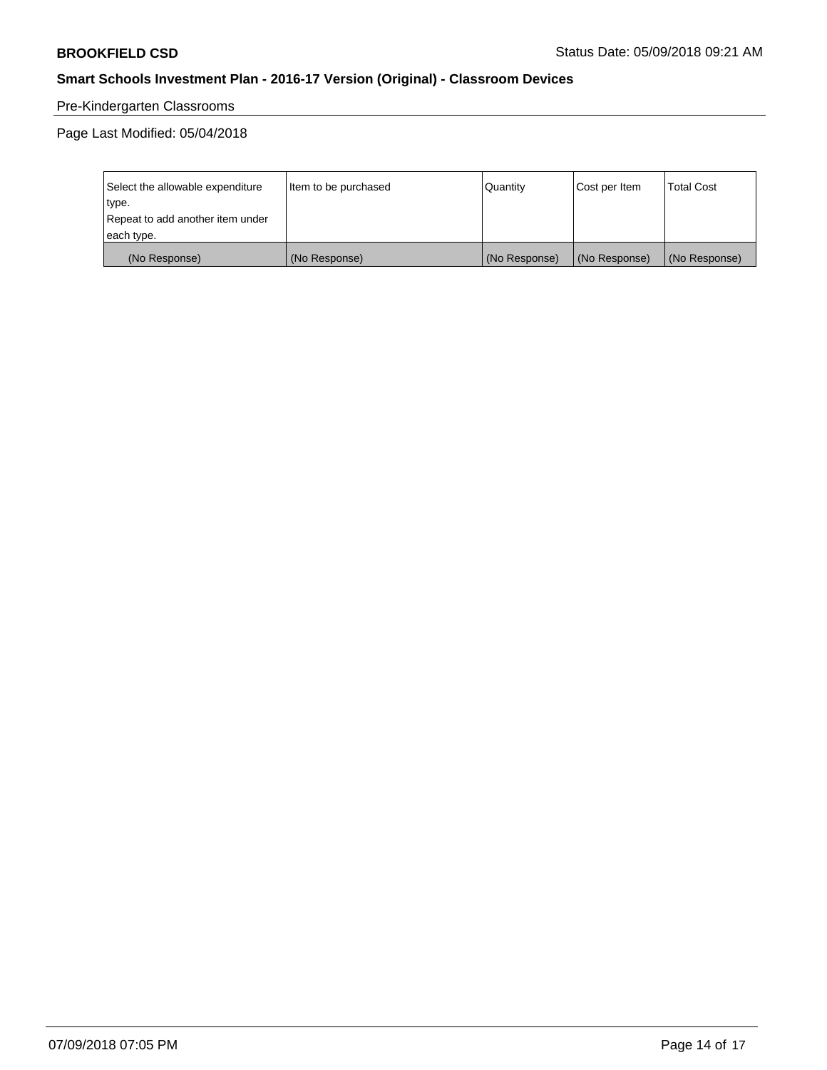Pre-Kindergarten Classrooms

Page Last Modified: 05/04/2018

| Select the allowable expenditure type. Repeat to add another item under each type. | Item to be purchased | Quantity | Cost per Item | Total Cost |
|---|---|---|---|---|
| (No Response) | (No Response) | (No Response) | (No Response) | (No Response) |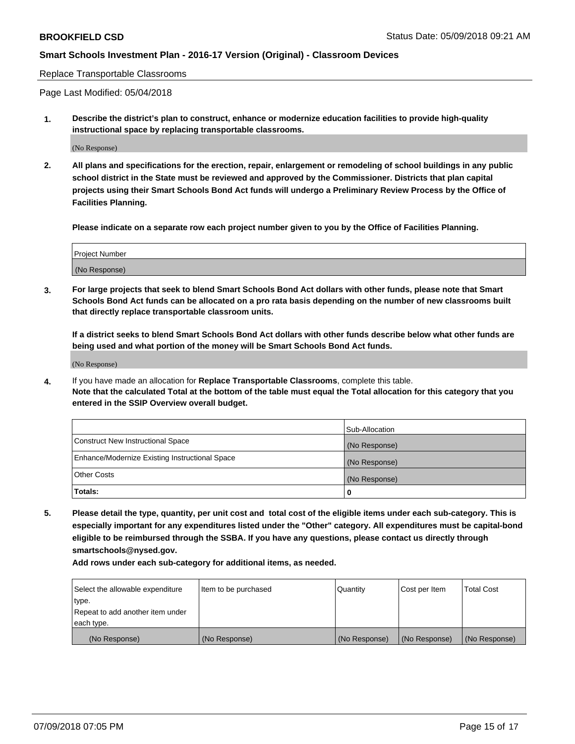Replace Transportable Classrooms

Page Last Modified: 05/04/2018

**1. Describe the district's plan to construct, enhance or modernize education facilities to provide high-quality instructional space by replacing transportable classrooms.**

(No Response)

**2. All plans and specifications for the erection, repair, enlargement or remodeling of school buildings in any public school district in the State must be reviewed and approved by the Commissioner. Districts that plan capital projects using their Smart Schools Bond Act funds will undergo a Preliminary Review Process by the Office of Facilities Planning.**

**Please indicate on a separate row each project number given to you by the Office of Facilities Planning.**

| Project Number |
|---|
| (No Response) |

**3. For large projects that seek to blend Smart Schools Bond Act dollars with other funds, please note that Smart Schools Bond Act funds can be allocated on a pro rata basis depending on the number of new classrooms built that directly replace transportable classroom units.**

**If a district seeks to blend Smart Schools Bond Act dollars with other funds describe below what other funds are being used and what portion of the money will be Smart Schools Bond Act funds.**

(No Response)

**4.** If you have made an allocation for **Replace Transportable Classrooms**, complete this table. **Note that the calculated Total at the bottom of the table must equal the Total allocation for this category that you entered in the SSIP Overview overall budget.**

| | Sub-Allocation |
|---|---|
| Construct New Instructional Space | (No Response) |
| Enhance/Modernize Existing Instructional Space | (No Response) |
| Other Costs | (No Response) |
| **Totals:** | **0** |

**5. Please detail the type, quantity, per unit cost and total cost of the eligible items under each sub-category. This is especially important for any expenditures listed under the "Other" category. All expenditures must be capital-bond eligible to be reimbursed through the SSBA. If you have any questions, please contact us directly through smartschools@nysed.gov.**

**Add rows under each sub-category for additional items, as needed.**

| Select the allowable expenditure type. Repeat to add another item under each type. | Item to be purchased | Quantity | Cost per Item | Total Cost |
|---|---|---|---|---|
| (No Response) | (No Response) | (No Response) | (No Response) | (No Response) |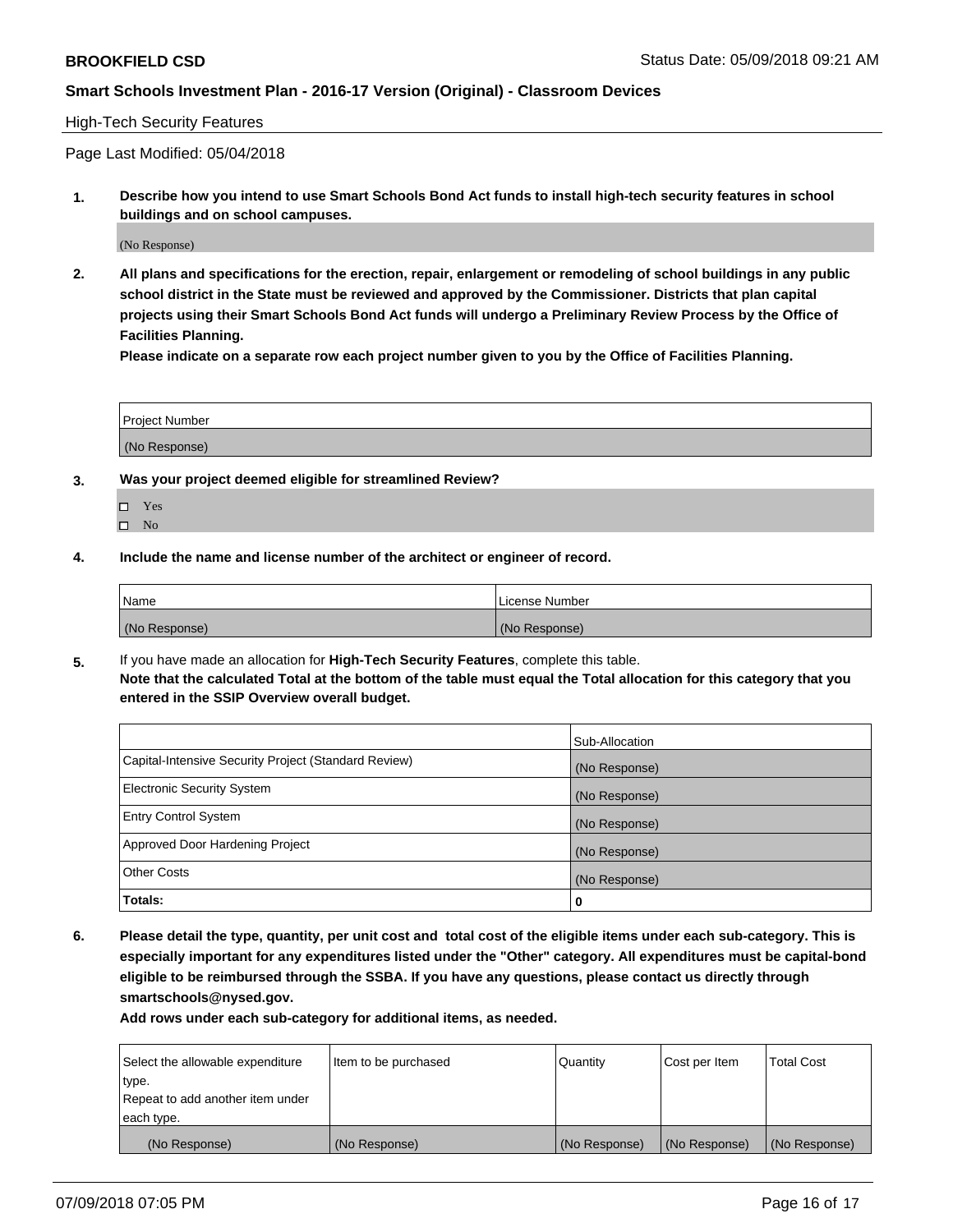High-Tech Security Features

Page Last Modified: 05/04/2018

**1. Describe how you intend to use Smart Schools Bond Act funds to install high-tech security features in school buildings and on school campuses.**

(No Response)

**2. All plans and specifications for the erection, repair, enlargement or remodeling of school buildings in any public school district in the State must be reviewed and approved by the Commissioner. Districts that plan capital projects using their Smart Schools Bond Act funds will undergo a Preliminary Review Process by the Office of Facilities Planning.**

**Please indicate on a separate row each project number given to you by the Office of Facilities Planning.**

| Project Number |
|---|
| (No Response) |

**3. Was your project deemed eligible for streamlined Review?**

- ☐ Yes
- ☐ No

**4. Include the name and license number of the architect or engineer of record.**

| Name | License Number |
|---|---|
| (No Response) | (No Response) |

**5.** If you have made an allocation for **High-Tech Security Features**, complete this table.
**Note that the calculated Total at the bottom of the table must equal the Total allocation for this category that you entered in the SSIP Overview overall budget.**

| | Sub-Allocation |
|---|---|
| Capital-Intensive Security Project (Standard Review) | (No Response) |
| Electronic Security System | (No Response) |
| Entry Control System | (No Response) |
| Approved Door Hardening Project | (No Response) |
| Other Costs | (No Response) |
| **Totals:** | **0** |

**6. Please detail the type, quantity, per unit cost and total cost of the eligible items under each sub-category. This is especially important for any expenditures listed under the "Other" category. All expenditures must be capital-bond eligible to be reimbursed through the SSBA. If you have any questions, please contact us directly through smartschools@nysed.gov.**

**Add rows under each sub-category for additional items, as needed.**

| Select the allowable expenditure type. Repeat to add another item under each type. | Item to be purchased | Quantity | Cost per Item | Total Cost |
|---|---|---|---|---|
| (No Response) | (No Response) | (No Response) | (No Response) | (No Response) |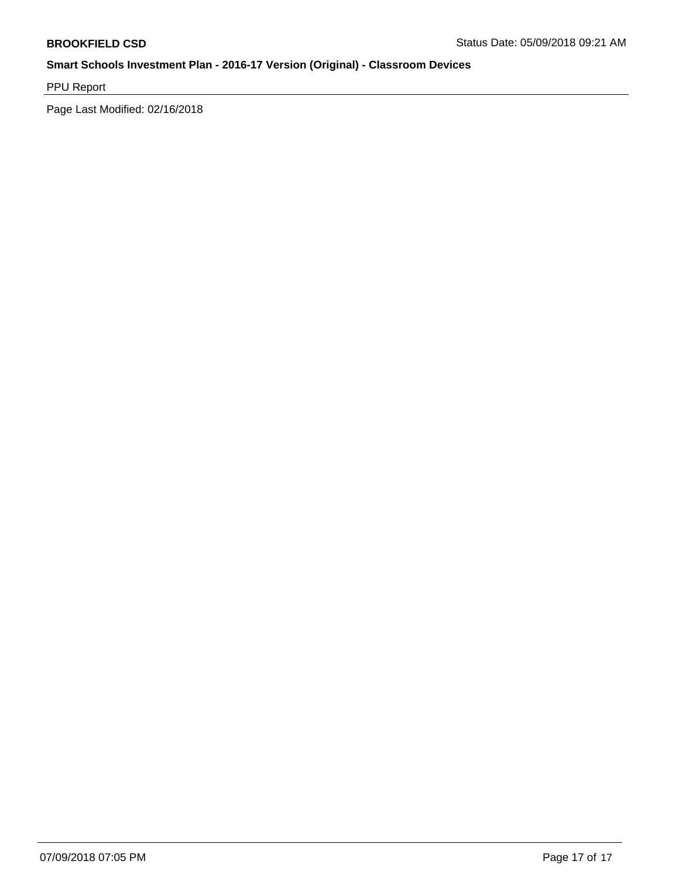PPU Report

Page Last Modified: 02/16/2018